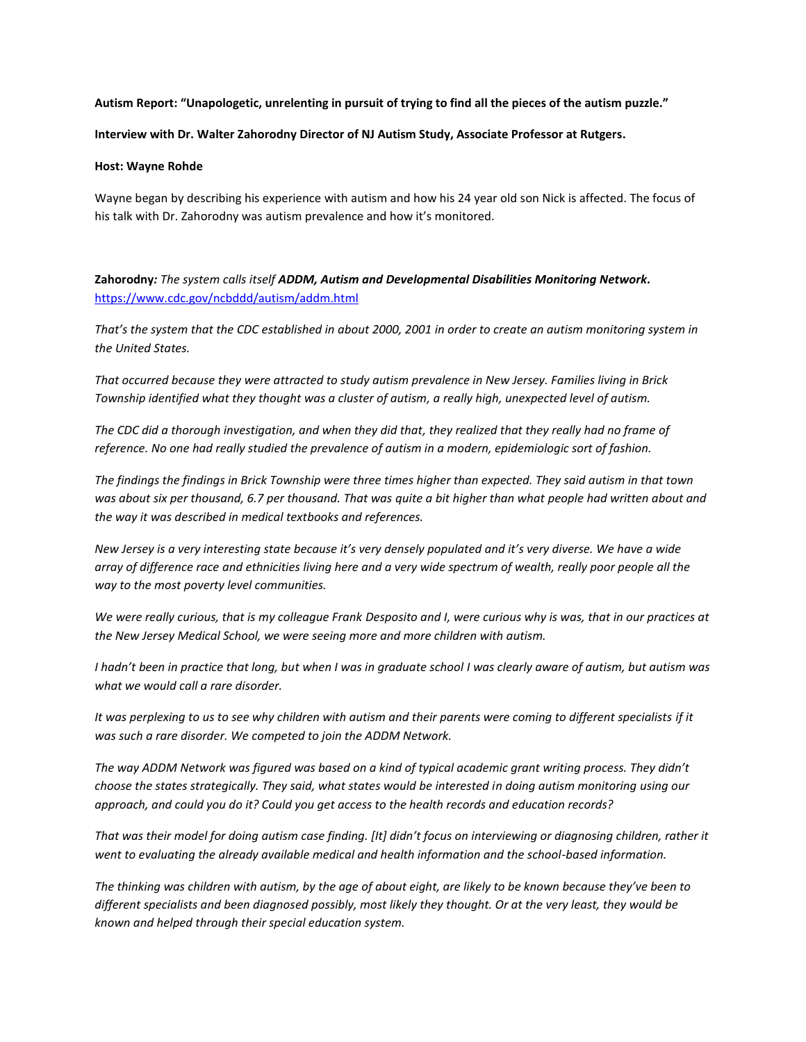**Autism Report: "Unapologetic, unrelenting in pursuit of trying to find all the pieces of the autism puzzle."**

**Interview with Dr. Walter Zahorodny Director of NJ Autism Study, Associate Professor at Rutgers.**

**Host: Wayne Rohde**

Wayne began by describing his experience with autism and how his 24 year old son Nick is affected. The focus of his talk with Dr. Zahorodny was autism prevalence and how it's monitored.

**Zahorodny***: The system calls itself* ***ADDM, Autism and Developmental Disabilities Monitoring Network.*** https://www.cdc.gov/ncbddd/autism/addm.html

*That's the system that the CDC established in about 2000, 2001 in order to create an autism monitoring system in the United States.*

*That occurred because they were attracted to study autism prevalence in New Jersey. Families living in Brick Township identified what they thought was a cluster of autism, a really high, unexpected level of autism.*

*The CDC did a thorough investigation, and when they did that, they realized that they really had no frame of reference. No one had really studied the prevalence of autism in a modern, epidemiologic sort of fashion.*

*The findings the findings in Brick Township were three times higher than expected. They said autism in that town was about six per thousand, 6.7 per thousand. That was quite a bit higher than what people had written about and the way it was described in medical textbooks and references.*

*New Jersey is a very interesting state because it's very densely populated and it's very diverse. We have a wide array of difference race and ethnicities living here and a very wide spectrum of wealth, really poor people all the way to the most poverty level communities.*

*We were really curious, that is my colleague Frank Desposito and I, were curious why is was, that in our practices at the New Jersey Medical School, we were seeing more and more children with autism.*

*I hadn't been in practice that long, but when I was in graduate school I was clearly aware of autism, but autism was what we would call a rare disorder.*

*It was perplexing to us to see why children with autism and their parents were coming to different specialists if it was such a rare disorder. We competed to join the ADDM Network.*

*The way ADDM Network was figured was based on a kind of typical academic grant writing process. They didn't choose the states strategically. They said, what states would be interested in doing autism monitoring using our approach, and could you do it? Could you get access to the health records and education records?*

*That was their model for doing autism case finding. [It] didn't focus on interviewing or diagnosing children, rather it went to evaluating the already available medical and health information and the school-based information.*

*The thinking was children with autism, by the age of about eight, are likely to be known because they've been to different specialists and been diagnosed possibly, most likely they thought. Or at the very least, they would be known and helped through their special education system.*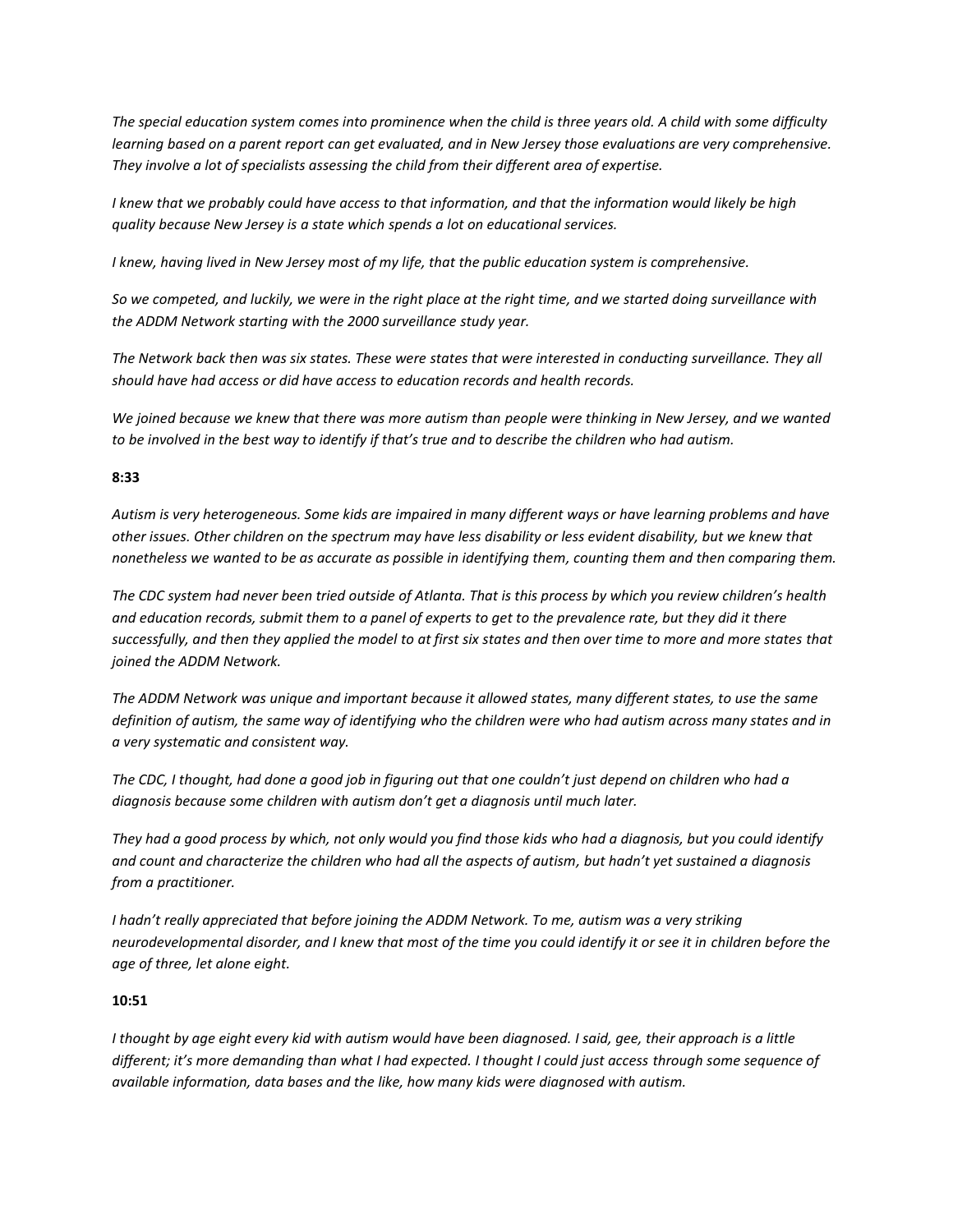*The special education system comes into prominence when the child is three years old. A child with some difficulty learning based on a parent report can get evaluated, and in New Jersey those evaluations are very comprehensive. They involve a lot of specialists assessing the child from their different area of expertise.*

*I knew that we probably could have access to that information, and that the information would likely be high quality because New Jersey is a state which spends a lot on educational services.*

*I knew, having lived in New Jersey most of my life, that the public education system is comprehensive.*

*So we competed, and luckily, we were in the right place at the right time, and we started doing surveillance with the ADDM Network starting with the 2000 surveillance study year.*

*The Network back then was six states. These were states that were interested in conducting surveillance. They all should have had access or did have access to education records and health records.*

*We joined because we knew that there was more autism than people were thinking in New Jersey, and we wanted to be involved in the best way to identify if that's true and to describe the children who had autism.*

**8:33**

*Autism is very heterogeneous. Some kids are impaired in many different ways or have learning problems and have other issues. Other children on the spectrum may have less disability or less evident disability, but we knew that nonetheless we wanted to be as accurate as possible in identifying them, counting them and then comparing them.*

*The CDC system had never been tried outside of Atlanta. That is this process by which you review children's health and education records, submit them to a panel of experts to get to the prevalence rate, but they did it there successfully, and then they applied the model to at first six states and then over time to more and more states that joined the ADDM Network.*

*The ADDM Network was unique and important because it allowed states, many different states, to use the same definition of autism, the same way of identifying who the children were who had autism across many states and in a very systematic and consistent way.*

*The CDC, I thought, had done a good job in figuring out that one couldn't just depend on children who had a diagnosis because some children with autism don't get a diagnosis until much later.*

*They had a good process by which, not only would you find those kids who had a diagnosis, but you could identify and count and characterize the children who had all the aspects of autism, but hadn't yet sustained a diagnosis from a practitioner.*

*I hadn't really appreciated that before joining the ADDM Network. To me, autism was a very striking neurodevelopmental disorder, and I knew that most of the time you could identify it or see it in children before the age of three, let alone eight.*

**10:51**

*I thought by age eight every kid with autism would have been diagnosed. I said, gee, their approach is a little different; it's more demanding than what I had expected. I thought I could just access through some sequence of available information, data bases and the like, how many kids were diagnosed with autism.*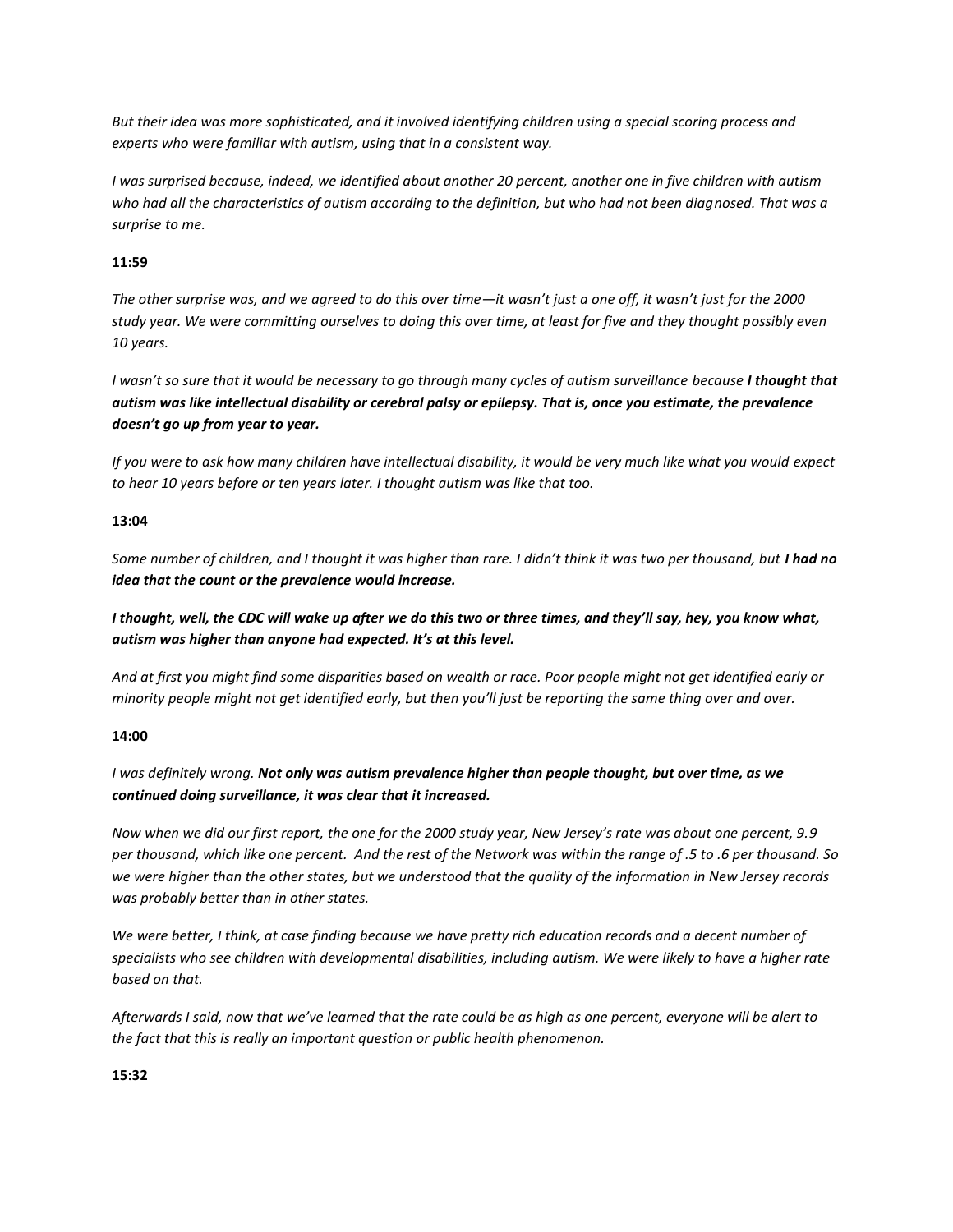*But their idea was more sophisticated, and it involved identifying children using a special scoring process and experts who were familiar with autism, using that in a consistent way.*

*I was surprised because, indeed, we identified about another 20 percent, another one in five children with autism who had all the characteristics of autism according to the definition, but who had not been diagnosed. That was a surprise to me.*

**11:59**

*The other surprise was, and we agreed to do this over time—it wasn't just a one off, it wasn't just for the 2000 study year. We were committing ourselves to doing this over time, at least for five and they thought possibly even 10 years.*

*I wasn't so sure that it would be necessary to go through many cycles of autism surveillance because* ***I thought that autism was like intellectual disability or cerebral palsy or epilepsy. That is, once you estimate, the prevalence doesn't go up from year to year.***

*If you were to ask how many children have intellectual disability, it would be very much like what you would expect to hear 10 years before or ten years later. I thought autism was like that too.*

**13:04**

*Some number of children, and I thought it was higher than rare. I didn't think it was two per thousand, but* ***I had no idea that the count or the prevalence would increase.***

***I thought, well, the CDC will wake up after we do this two or three times, and they'll say, hey, you know what, autism was higher than anyone had expected. It's at this level.***

*And at first you might find some disparities based on wealth or race. Poor people might not get identified early or minority people might not get identified early, but then you'll just be reporting the same thing over and over.*

**14:00**

*I was definitely wrong.* ***Not only was autism prevalence higher than people thought, but over time, as we continued doing surveillance, it was clear that it increased.***

*Now when we did our first report, the one for the 2000 study year, New Jersey's rate was about one percent, 9.9 per thousand, which like one percent. And the rest of the Network was within the range of .5 to .6 per thousand. So we were higher than the other states, but we understood that the quality of the information in New Jersey records was probably better than in other states.*

*We were better, I think, at case finding because we have pretty rich education records and a decent number of specialists who see children with developmental disabilities, including autism. We were likely to have a higher rate based on that.*

*Afterwards I said, now that we've learned that the rate could be as high as one percent, everyone will be alert to the fact that this is really an important question or public health phenomenon.*

**15:32**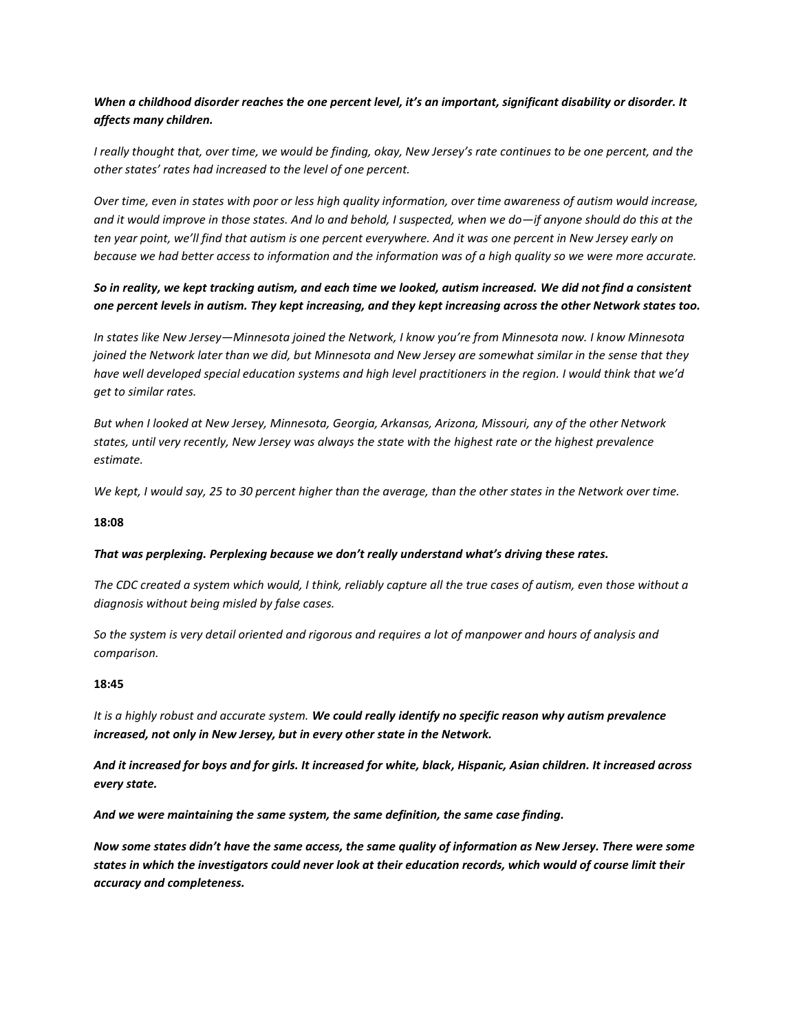***When a childhood disorder reaches the one percent level, it's an important, significant disability or disorder. It affects many children.***

*I really thought that, over time, we would be finding, okay, New Jersey's rate continues to be one percent, and the other states' rates had increased to the level of one percent.*

*Over time, even in states with poor or less high quality information, over time awareness of autism would increase, and it would improve in those states. And lo and behold, I suspected, when we do—if anyone should do this at the ten year point, we'll find that autism is one percent everywhere. And it was one percent in New Jersey early on because we had better access to information and the information was of a high quality so we were more accurate.*

***So in reality, we kept tracking autism, and each time we looked, autism increased. We did not find a consistent one percent levels in autism. They kept increasing, and they kept increasing across the other Network states too.***

*In states like New Jersey—Minnesota joined the Network, I know you're from Minnesota now. I know Minnesota joined the Network later than we did, but Minnesota and New Jersey are somewhat similar in the sense that they have well developed special education systems and high level practitioners in the region. I would think that we'd get to similar rates.*

*But when I looked at New Jersey, Minnesota, Georgia, Arkansas, Arizona, Missouri, any of the other Network states, until very recently, New Jersey was always the state with the highest rate or the highest prevalence estimate.*

*We kept, I would say, 25 to 30 percent higher than the average, than the other states in the Network over time.*

**18:08**

***That was perplexing. Perplexing because we don't really understand what's driving these rates.***

*The CDC created a system which would, I think, reliably capture all the true cases of autism, even those without a diagnosis without being misled by false cases.*

*So the system is very detail oriented and rigorous and requires a lot of manpower and hours of analysis and comparison.*

**18:45**

*It is a highly robust and accurate system.* ***We could really identify no specific reason why autism prevalence increased, not only in New Jersey, but in every other state in the Network.***

***And it increased for boys and for girls. It increased for white, black, Hispanic, Asian children. It increased across every state.***

***And we were maintaining the same system, the same definition, the same case finding.***

***Now some states didn't have the same access, the same quality of information as New Jersey. There were some states in which the investigators could never look at their education records, which would of course limit their accuracy and completeness.***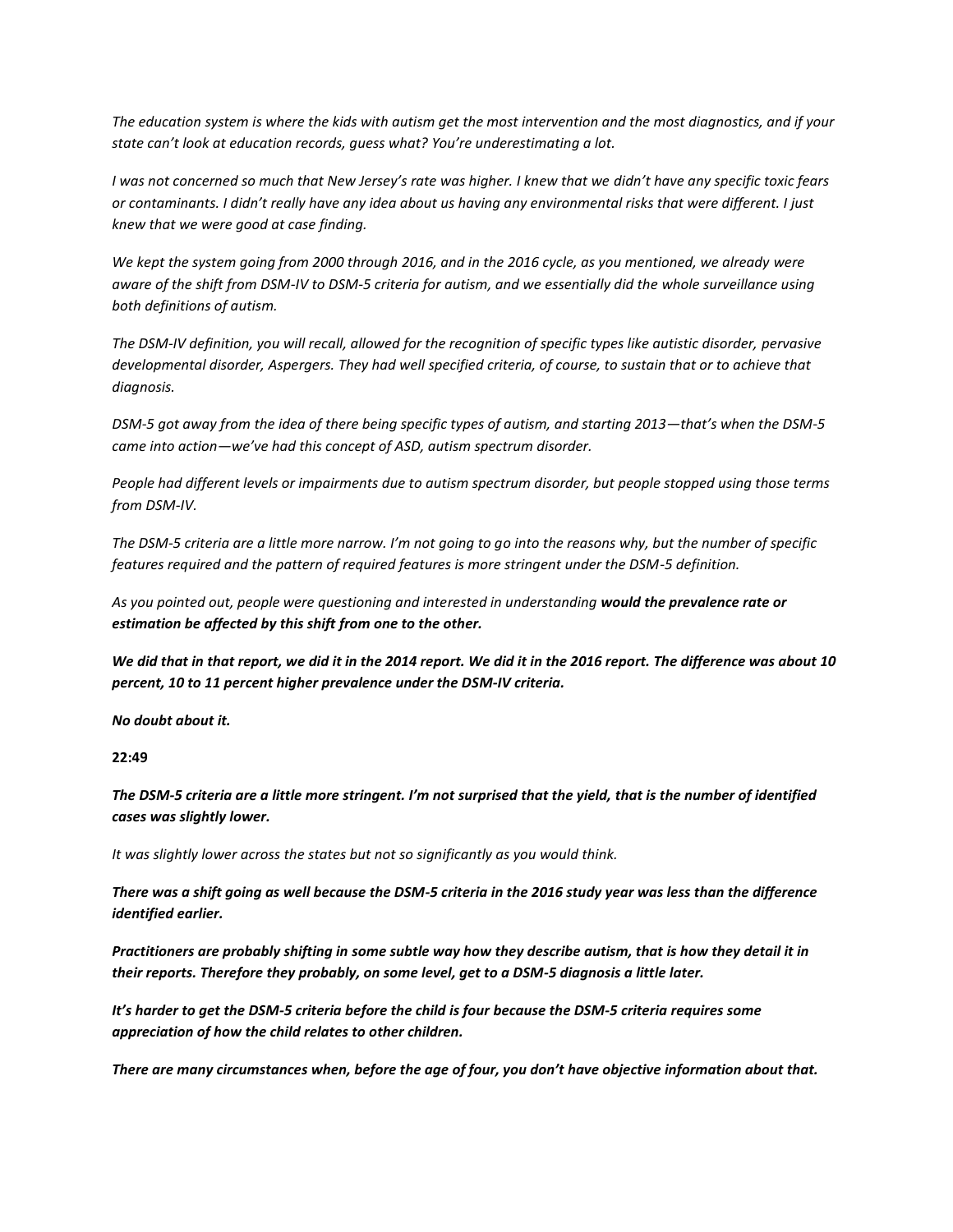*The education system is where the kids with autism get the most intervention and the most diagnostics, and if your state can't look at education records, guess what? You're underestimating a lot.*

*I was not concerned so much that New Jersey's rate was higher. I knew that we didn't have any specific toxic fears or contaminants. I didn't really have any idea about us having any environmental risks that were different. I just knew that we were good at case finding.*

*We kept the system going from 2000 through 2016, and in the 2016 cycle, as you mentioned, we already were aware of the shift from DSM-IV to DSM-5 criteria for autism, and we essentially did the whole surveillance using both definitions of autism.*

*The DSM-IV definition, you will recall, allowed for the recognition of specific types like autistic disorder, pervasive developmental disorder, Aspergers. They had well specified criteria, of course, to sustain that or to achieve that diagnosis.*

*DSM-5 got away from the idea of there being specific types of autism, and starting 2013—that's when the DSM-5 came into action—we've had this concept of ASD, autism spectrum disorder.*

*People had different levels or impairments due to autism spectrum disorder, but people stopped using those terms from DSM-IV.*

*The DSM-5 criteria are a little more narrow. I'm not going to go into the reasons why, but the number of specific features required and the pattern of required features is more stringent under the DSM-5 definition.*

*As you pointed out, people were questioning and interested in understanding* ***would the prevalence rate or estimation be affected by this shift from one to the other.***

***We did that in that report, we did it in the 2014 report. We did it in the 2016 report. The difference was about 10 percent, 10 to 11 percent higher prevalence under the DSM-IV criteria.***

***No doubt about it.***

**22:49**

***The DSM-5 criteria are a little more stringent. I'm not surprised that the yield, that is the number of identified cases was slightly lower.***

*It was slightly lower across the states but not so significantly as you would think.*

***There was a shift going as well because the DSM-5 criteria in the 2016 study year was less than the difference identified earlier.***

***Practitioners are probably shifting in some subtle way how they describe autism, that is how they detail it in their reports. Therefore they probably, on some level, get to a DSM-5 diagnosis a little later.***

***It's harder to get the DSM-5 criteria before the child is four because the DSM-5 criteria requires some appreciation of how the child relates to other children.***

***There are many circumstances when, before the age of four, you don't have objective information about that.***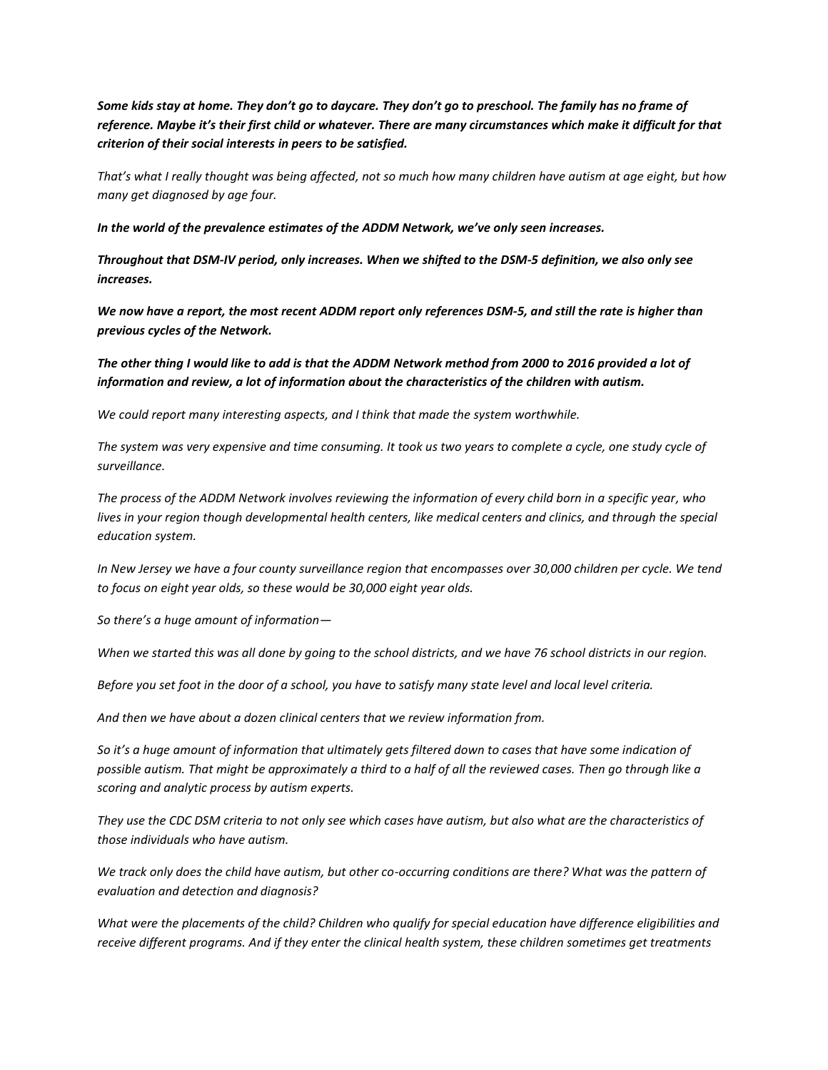***Some kids stay at home. They don't go to daycare. They don't go to preschool. The family has no frame of reference. Maybe it's their first child or whatever. There are many circumstances which make it difficult for that criterion of their social interests in peers to be satisfied.***

*That's what I really thought was being affected, not so much how many children have autism at age eight, but how many get diagnosed by age four.*

***In the world of the prevalence estimates of the ADDM Network, we've only seen increases.***

***Throughout that DSM-IV period, only increases. When we shifted to the DSM-5 definition, we also only see increases.***

***We now have a report, the most recent ADDM report only references DSM-5, and still the rate is higher than previous cycles of the Network.***

***The other thing I would like to add is that the ADDM Network method from 2000 to 2016 provided a lot of information and review, a lot of information about the characteristics of the children with autism.***

*We could report many interesting aspects, and I think that made the system worthwhile.*

*The system was very expensive and time consuming. It took us two years to complete a cycle, one study cycle of surveillance.*

*The process of the ADDM Network involves reviewing the information of every child born in a specific year, who lives in your region though developmental health centers, like medical centers and clinics, and through the special education system.*

*In New Jersey we have a four county surveillance region that encompasses over 30,000 children per cycle. We tend to focus on eight year olds, so these would be 30,000 eight year olds.*

*So there's a huge amount of information—*

*When we started this was all done by going to the school districts, and we have 76 school districts in our region.*

*Before you set foot in the door of a school, you have to satisfy many state level and local level criteria.*

*And then we have about a dozen clinical centers that we review information from.*

*So it's a huge amount of information that ultimately gets filtered down to cases that have some indication of possible autism. That might be approximately a third to a half of all the reviewed cases. Then go through like a scoring and analytic process by autism experts.*

*They use the CDC DSM criteria to not only see which cases have autism, but also what are the characteristics of those individuals who have autism.*

*We track only does the child have autism, but other co-occurring conditions are there? What was the pattern of evaluation and detection and diagnosis?*

*What were the placements of the child? Children who qualify for special education have difference eligibilities and receive different programs. And if they enter the clinical health system, these children sometimes get treatments*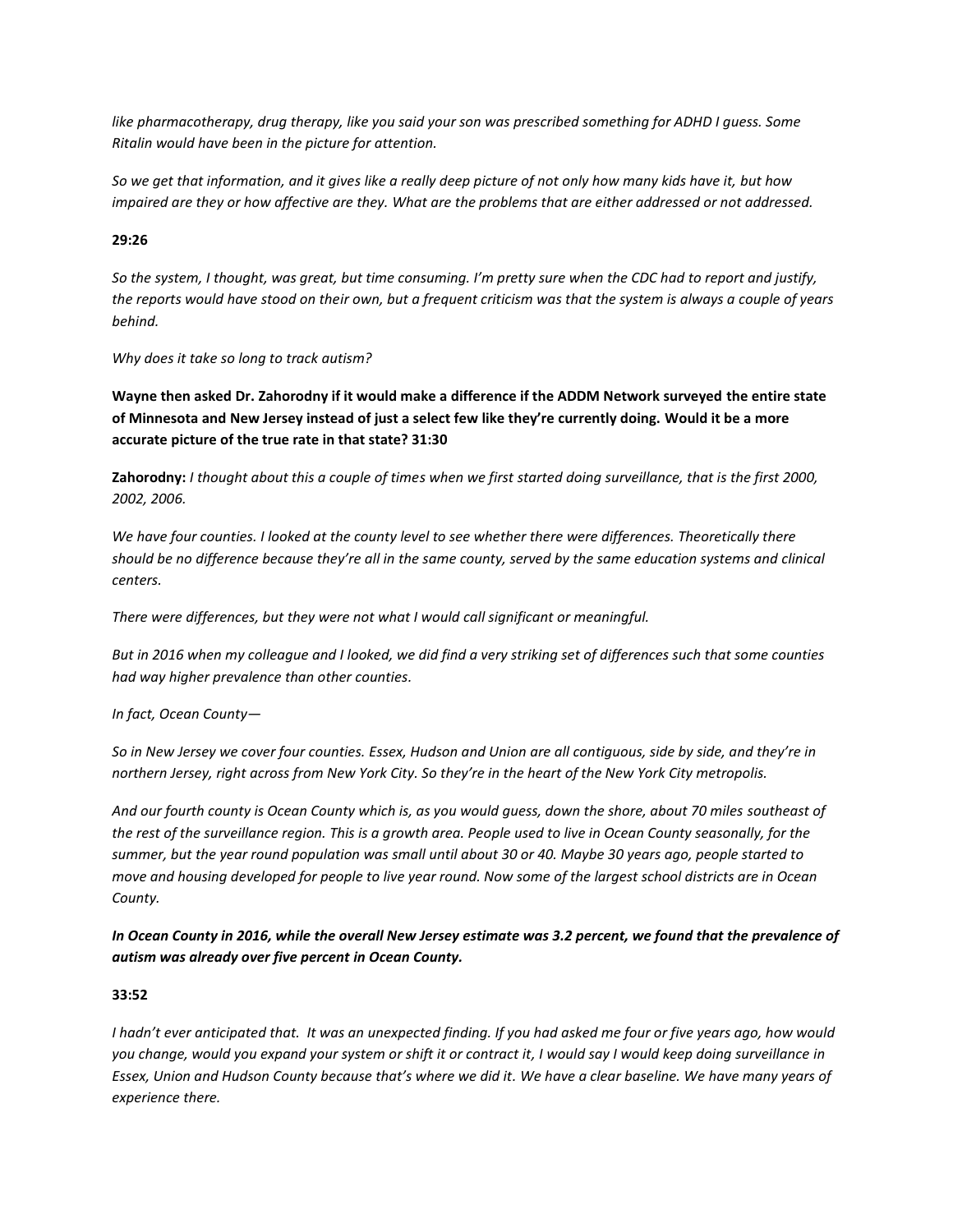*like pharmacotherapy, drug therapy, like you said your son was prescribed something for ADHD I guess. Some Ritalin would have been in the picture for attention.*

*So we get that information, and it gives like a really deep picture of not only how many kids have it, but how impaired are they or how affective are they. What are the problems that are either addressed or not addressed.*

**29:26**

*So the system, I thought, was great, but time consuming. I'm pretty sure when the CDC had to report and justify, the reports would have stood on their own, but a frequent criticism was that the system is always a couple of years behind.*

*Why does it take so long to track autism?*

**Wayne then asked Dr. Zahorodny if it would make a difference if the ADDM Network surveyed the entire state of Minnesota and New Jersey instead of just a select few like they're currently doing. Would it be a more accurate picture of the true rate in that state? 31:30**

**Zahorodny:** *I thought about this a couple of times when we first started doing surveillance, that is the first 2000, 2002, 2006.*

*We have four counties. I looked at the county level to see whether there were differences. Theoretically there should be no difference because they're all in the same county, served by the same education systems and clinical centers.*

*There were differences, but they were not what I would call significant or meaningful.*

*But in 2016 when my colleague and I looked, we did find a very striking set of differences such that some counties had way higher prevalence than other counties.*

*In fact, Ocean County—*

*So in New Jersey we cover four counties. Essex, Hudson and Union are all contiguous, side by side, and they're in northern Jersey, right across from New York City. So they're in the heart of the New York City metropolis.*

*And our fourth county is Ocean County which is, as you would guess, down the shore, about 70 miles southeast of the rest of the surveillance region. This is a growth area. People used to live in Ocean County seasonally, for the summer, but the year round population was small until about 30 or 40. Maybe 30 years ago, people started to move and housing developed for people to live year round. Now some of the largest school districts are in Ocean County.*

***In Ocean County in 2016, while the overall New Jersey estimate was 3.2 percent, we found that the prevalence of autism was already over five percent in Ocean County.***

**33:52**

*I hadn't ever anticipated that. It was an unexpected finding. If you had asked me four or five years ago, how would you change, would you expand your system or shift it or contract it, I would say I would keep doing surveillance in Essex, Union and Hudson County because that's where we did it. We have a clear baseline. We have many years of experience there.*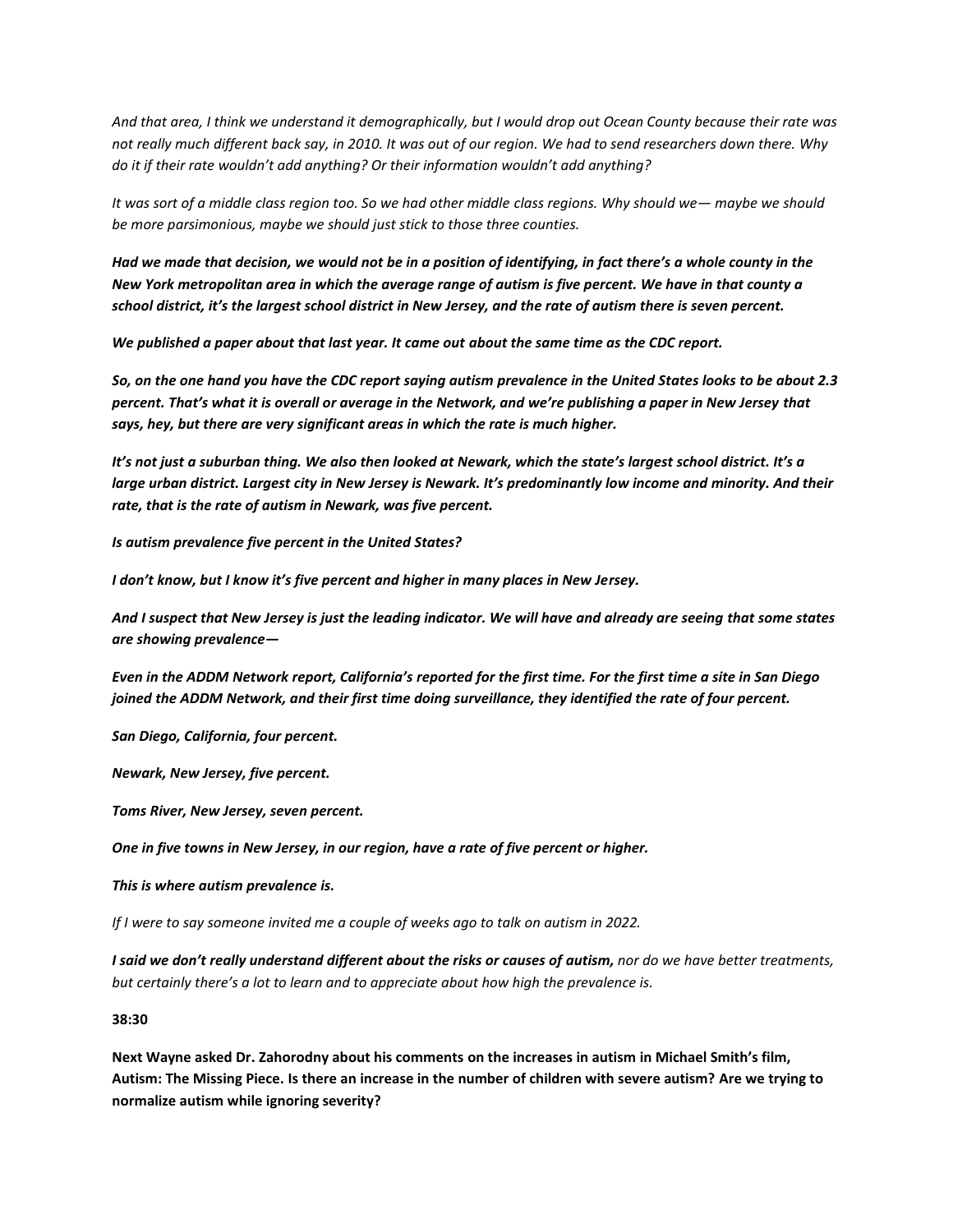*And that area, I think we understand it demographically, but I would drop out Ocean County because their rate was not really much different back say, in 2010. It was out of our region. We had to send researchers down there. Why do it if their rate wouldn't add anything? Or their information wouldn't add anything?*

*It was sort of a middle class region too. So we had other middle class regions. Why should we— maybe we should be more parsimonious, maybe we should just stick to those three counties.*

***Had we made that decision, we would not be in a position of identifying, in fact there's a whole county in the New York metropolitan area in which the average range of autism is five percent. We have in that county a school district, it's the largest school district in New Jersey, and the rate of autism there is seven percent.***

***We published a paper about that last year. It came out about the same time as the CDC report.***

***So, on the one hand you have the CDC report saying autism prevalence in the United States looks to be about 2.3 percent. That's what it is overall or average in the Network, and we're publishing a paper in New Jersey that says, hey, but there are very significant areas in which the rate is much higher.***

***It's not just a suburban thing. We also then looked at Newark, which the state's largest school district. It's a large urban district. Largest city in New Jersey is Newark. It's predominantly low income and minority. And their rate, that is the rate of autism in Newark, was five percent.***

***Is autism prevalence five percent in the United States?***

***I don't know, but I know it's five percent and higher in many places in New Jersey.***

***And I suspect that New Jersey is just the leading indicator. We will have and already are seeing that some states are showing prevalence—***

***Even in the ADDM Network report, California's reported for the first time. For the first time a site in San Diego joined the ADDM Network, and their first time doing surveillance, they identified the rate of four percent.***

***San Diego, California, four percent.***

***Newark, New Jersey, five percent.***

***Toms River, New Jersey, seven percent.***

***One in five towns in New Jersey, in our region, have a rate of five percent or higher.***

***This is where autism prevalence is.***

*If I were to say someone invited me a couple of weeks ago to talk on autism in 2022.*

***I said we don't really understand different about the risks or causes of autism,*** *nor do we have better treatments, but certainly there's a lot to learn and to appreciate about how high the prevalence is.*

**38:30**

**Next Wayne asked Dr. Zahorodny about his comments on the increases in autism in Michael Smith's film, Autism: The Missing Piece. Is there an increase in the number of children with severe autism? Are we trying to normalize autism while ignoring severity?**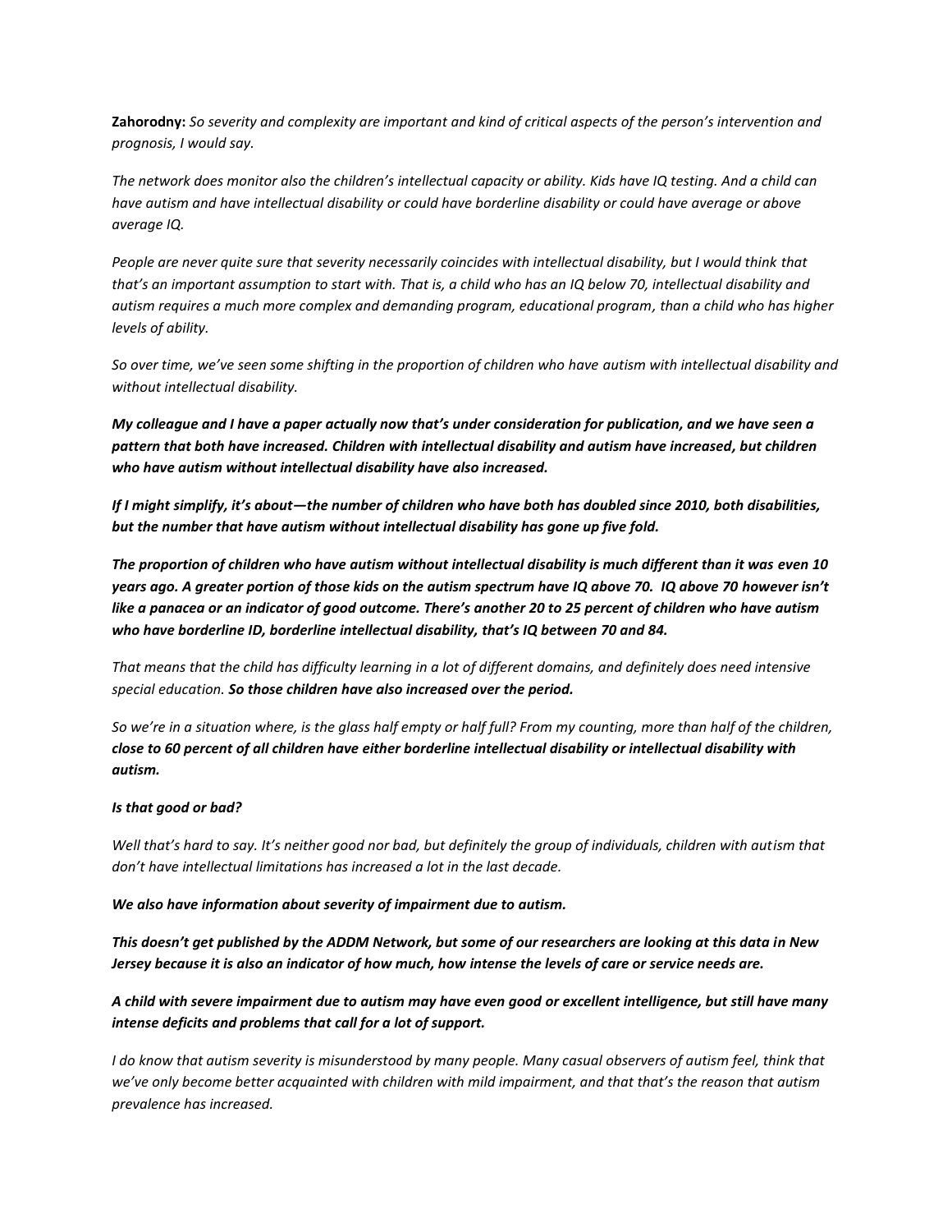**Zahorodny:** *So severity and complexity are important and kind of critical aspects of the person's intervention and prognosis, I would say.*

*The network does monitor also the children's intellectual capacity or ability. Kids have IQ testing. And a child can have autism and have intellectual disability or could have borderline disability or could have average or above average IQ.*

*People are never quite sure that severity necessarily coincides with intellectual disability, but I would think that that's an important assumption to start with. That is, a child who has an IQ below 70, intellectual disability and autism requires a much more complex and demanding program, educational program, than a child who has higher levels of ability.*

*So over time, we've seen some shifting in the proportion of children who have autism with intellectual disability and without intellectual disability.*

***My colleague and I have a paper actually now that's under consideration for publication, and we have seen a pattern that both have increased. Children with intellectual disability and autism have increased, but children who have autism without intellectual disability have also increased.***

***If I might simplify, it's about—the number of children who have both has doubled since 2010, both disabilities, but the number that have autism without intellectual disability has gone up five fold.***

***The proportion of children who have autism without intellectual disability is much different than it was even 10 years ago. A greater portion of those kids on the autism spectrum have IQ above 70. IQ above 70 however isn't like a panacea or an indicator of good outcome. There's another 20 to 25 percent of children who have autism who have borderline ID, borderline intellectual disability, that's IQ between 70 and 84.***

*That means that the child has difficulty learning in a lot of different domains, and definitely does need intensive special education.* ***So those children have also increased over the period.***

*So we're in a situation where, is the glass half empty or half full? From my counting, more than half of the children,* ***close to 60 percent of all children have either borderline intellectual disability or intellectual disability with autism.***

***Is that good or bad?***

*Well that's hard to say. It's neither good nor bad, but definitely the group of individuals, children with autism that don't have intellectual limitations has increased a lot in the last decade.*

***We also have information about severity of impairment due to autism.***

***This doesn't get published by the ADDM Network, but some of our researchers are looking at this data in New Jersey because it is also an indicator of how much, how intense the levels of care or service needs are.***

***A child with severe impairment due to autism may have even good or excellent intelligence, but still have many intense deficits and problems that call for a lot of support.***

*I do know that autism severity is misunderstood by many people. Many casual observers of autism feel, think that we've only become better acquainted with children with mild impairment, and that that's the reason that autism prevalence has increased.*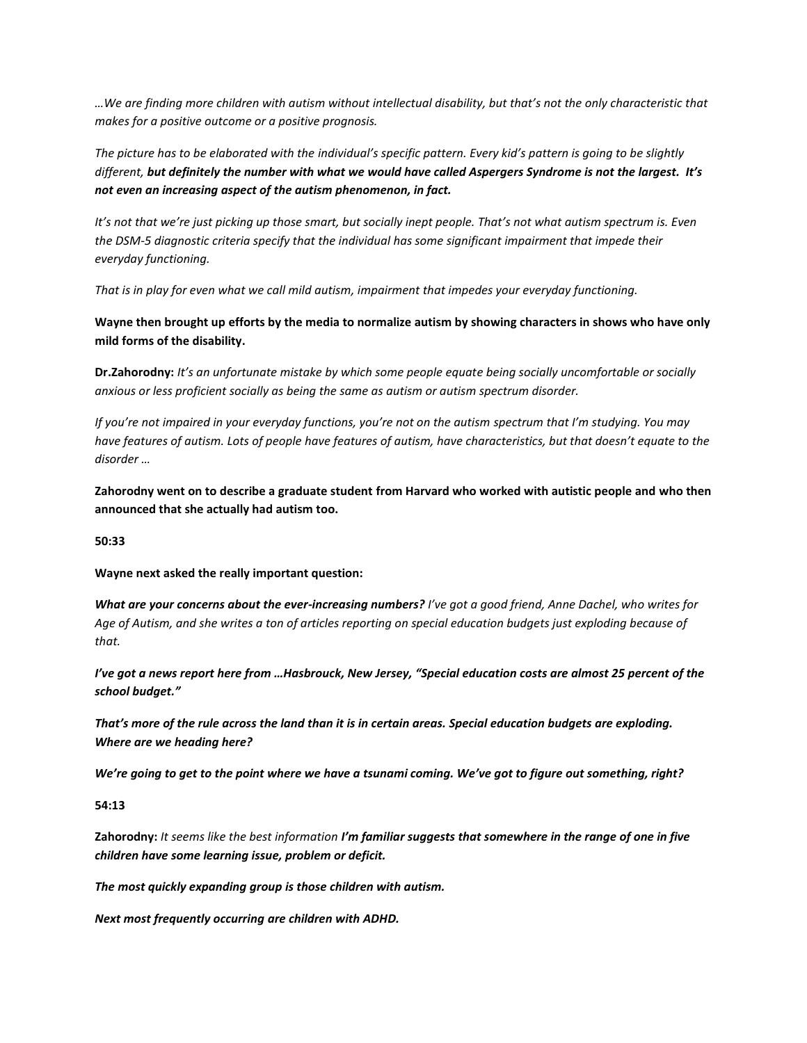*…We are finding more children with autism without intellectual disability, but that's not the only characteristic that makes for a positive outcome or a positive prognosis.*

*The picture has to be elaborated with the individual's specific pattern. Every kid's pattern is going to be slightly different,* ***but definitely the number with what we would have called Aspergers Syndrome is not the largest. It's not even an increasing aspect of the autism phenomenon, in fact.***

*It's not that we're just picking up those smart, but socially inept people. That's not what autism spectrum is. Even the DSM-5 diagnostic criteria specify that the individual has some significant impairment that impede their everyday functioning.*

*That is in play for even what we call mild autism, impairment that impedes your everyday functioning.*

**Wayne then brought up efforts by the media to normalize autism by showing characters in shows who have only mild forms of the disability.**

**Dr.Zahorodny:** *It's an unfortunate mistake by which some people equate being socially uncomfortable or socially anxious or less proficient socially as being the same as autism or autism spectrum disorder.*

*If you're not impaired in your everyday functions, you're not on the autism spectrum that I'm studying. You may have features of autism. Lots of people have features of autism, have characteristics, but that doesn't equate to the disorder …*

**Zahorodny went on to describe a graduate student from Harvard who worked with autistic people and who then announced that she actually had autism too.**

**50:33**

**Wayne next asked the really important question:**

***What are your concerns about the ever-increasing numbers?*** *I've got a good friend, Anne Dachel, who writes for Age of Autism, and she writes a ton of articles reporting on special education budgets just exploding because of that.*

***I've got a news report here from …Hasbrouck, New Jersey, "Special education costs are almost 25 percent of the school budget."***

***That's more of the rule across the land than it is in certain areas. Special education budgets are exploding. Where are we heading here?***

***We're going to get to the point where we have a tsunami coming. We've got to figure out something, right?***

**54:13**

**Zahorodny:** *It seems like the best information* ***I'm familiar suggests that somewhere in the range of one in five children have some learning issue, problem or deficit.***

***The most quickly expanding group is those children with autism.***

***Next most frequently occurring are children with ADHD.***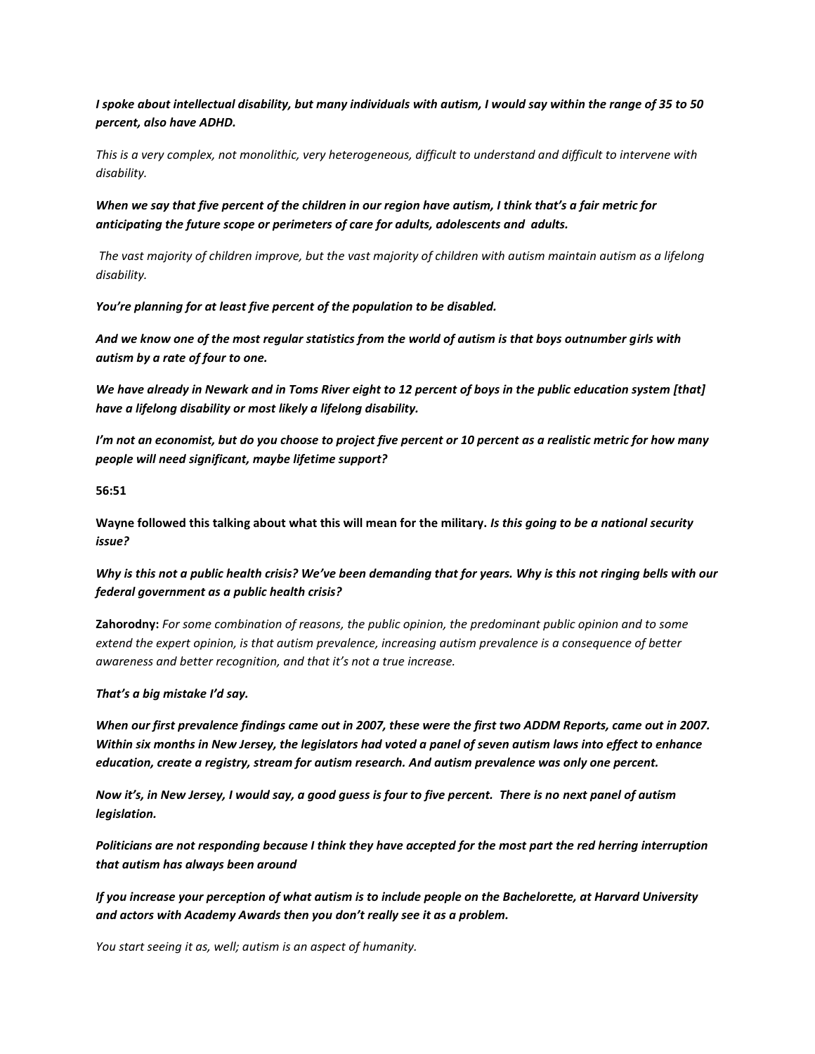***I spoke about intellectual disability, but many individuals with autism, I would say within the range of 35 to 50 percent, also have ADHD.***

*This is a very complex, not monolithic, very heterogeneous, difficult to understand and difficult to intervene with disability.*

***When we say that five percent of the children in our region have autism, I think that's a fair metric for anticipating the future scope or perimeters of care for adults, adolescents and adults.***

*The vast majority of children improve, but the vast majority of children with autism maintain autism as a lifelong disability.*

***You're planning for at least five percent of the population to be disabled.***

***And we know one of the most regular statistics from the world of autism is that boys outnumber girls with autism by a rate of four to one.***

***We have already in Newark and in Toms River eight to 12 percent of boys in the public education system [that] have a lifelong disability or most likely a lifelong disability.***

***I'm not an economist, but do you choose to project five percent or 10 percent as a realistic metric for how many people will need significant, maybe lifetime support?***

**56:51**

**Wayne followed this talking about what this will mean for the military.** ***Is this going to be a national security issue?***

***Why is this not a public health crisis? We've been demanding that for years. Why is this not ringing bells with our federal government as a public health crisis?***

**Zahorodny:** *For some combination of reasons, the public opinion, the predominant public opinion and to some extend the expert opinion, is that autism prevalence, increasing autism prevalence is a consequence of better awareness and better recognition, and that it's not a true increase.*

***That's a big mistake I'd say.***

***When our first prevalence findings came out in 2007, these were the first two ADDM Reports, came out in 2007. Within six months in New Jersey, the legislators had voted a panel of seven autism laws into effect to enhance education, create a registry, stream for autism research. And autism prevalence was only one percent.***

***Now it's, in New Jersey, I would say, a good guess is four to five percent. There is no next panel of autism legislation.***

***Politicians are not responding because I think they have accepted for the most part the red herring interruption that autism has always been around***

***If you increase your perception of what autism is to include people on the Bachelorette, at Harvard University and actors with Academy Awards then you don't really see it as a problem.***

*You start seeing it as, well; autism is an aspect of humanity.*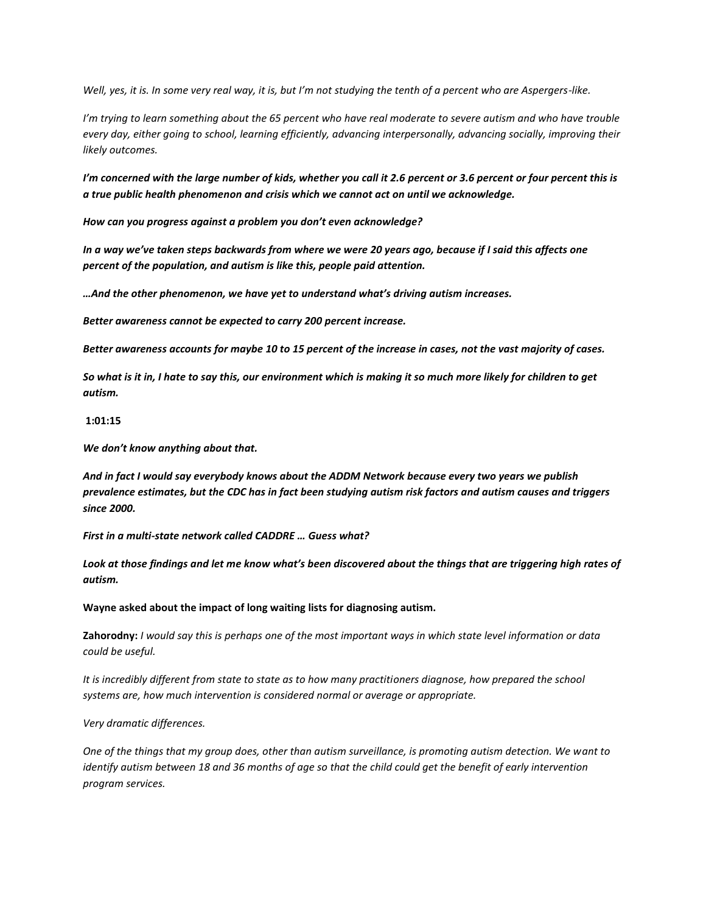*Well, yes, it is. In some very real way, it is, but I'm not studying the tenth of a percent who are Aspergers-like.*

*I'm trying to learn something about the 65 percent who have real moderate to severe autism and who have trouble every day, either going to school, learning efficiently, advancing interpersonally, advancing socially, improving their likely outcomes.*

***I'm concerned with the large number of kids, whether you call it 2.6 percent or 3.6 percent or four percent this is a true public health phenomenon and crisis which we cannot act on until we acknowledge.***

***How can you progress against a problem you don't even acknowledge?***

***In a way we've taken steps backwards from where we were 20 years ago, because if I said this affects one percent of the population, and autism is like this, people paid attention.***

***…And the other phenomenon, we have yet to understand what's driving autism increases.***

***Better awareness cannot be expected to carry 200 percent increase.***

***Better awareness accounts for maybe 10 to 15 percent of the increase in cases, not the vast majority of cases.***

***So what is it in, I hate to say this, our environment which is making it so much more likely for children to get autism.***

**1:01:15**

***We don't know anything about that.***

***And in fact I would say everybody knows about the ADDM Network because every two years we publish prevalence estimates, but the CDC has in fact been studying autism risk factors and autism causes and triggers since 2000.***

***First in a multi-state network called CADDRE … Guess what?***

***Look at those findings and let me know what's been discovered about the things that are triggering high rates of autism.***

**Wayne asked about the impact of long waiting lists for diagnosing autism.**

**Zahorodny:** *I would say this is perhaps one of the most important ways in which state level information or data could be useful.*

*It is incredibly different from state to state as to how many practitioners diagnose, how prepared the school systems are, how much intervention is considered normal or average or appropriate.*

*Very dramatic differences.*

*One of the things that my group does, other than autism surveillance, is promoting autism detection. We want to identify autism between 18 and 36 months of age so that the child could get the benefit of early intervention program services.*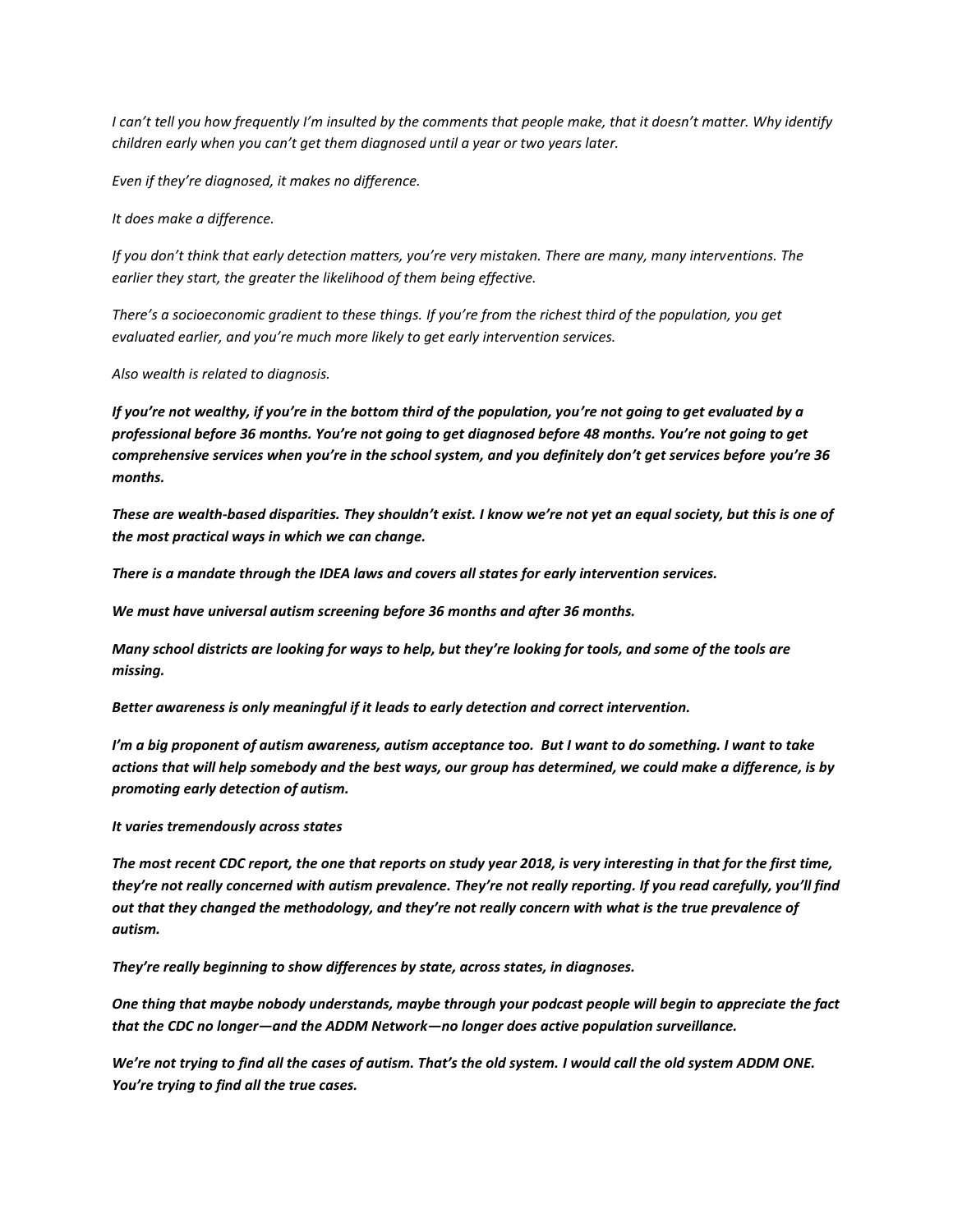*I can't tell you how frequently I'm insulted by the comments that people make, that it doesn't matter. Why identify children early when you can't get them diagnosed until a year or two years later.*

*Even if they're diagnosed, it makes no difference.*

*It does make a difference.*

*If you don't think that early detection matters, you're very mistaken. There are many, many interventions. The earlier they start, the greater the likelihood of them being effective.*

*There's a socioeconomic gradient to these things. If you're from the richest third of the population, you get evaluated earlier, and you're much more likely to get early intervention services.*

*Also wealth is related to diagnosis.*

***If you're not wealthy, if you're in the bottom third of the population, you're not going to get evaluated by a professional before 36 months. You're not going to get diagnosed before 48 months. You're not going to get comprehensive services when you're in the school system, and you definitely don't get services before you're 36 months.***

***These are wealth-based disparities. They shouldn't exist. I know we're not yet an equal society, but this is one of the most practical ways in which we can change.***

***There is a mandate through the IDEA laws and covers all states for early intervention services.***

***We must have universal autism screening before 36 months and after 36 months.***

***Many school districts are looking for ways to help, but they're looking for tools, and some of the tools are missing.***

***Better awareness is only meaningful if it leads to early detection and correct intervention.***

***I'm a big proponent of autism awareness, autism acceptance too. But I want to do something. I want to take actions that will help somebody and the best ways, our group has determined, we could make a difference, is by promoting early detection of autism.***

***It varies tremendously across states***

***The most recent CDC report, the one that reports on study year 2018, is very interesting in that for the first time, they're not really concerned with autism prevalence. They're not really reporting. If you read carefully, you'll find out that they changed the methodology, and they're not really concern with what is the true prevalence of autism.***

***They're really beginning to show differences by state, across states, in diagnoses.***

***One thing that maybe nobody understands, maybe through your podcast people will begin to appreciate the fact that the CDC no longer—and the ADDM Network—no longer does active population surveillance.***

***We're not trying to find all the cases of autism. That's the old system. I would call the old system ADDM ONE. You're trying to find all the true cases.***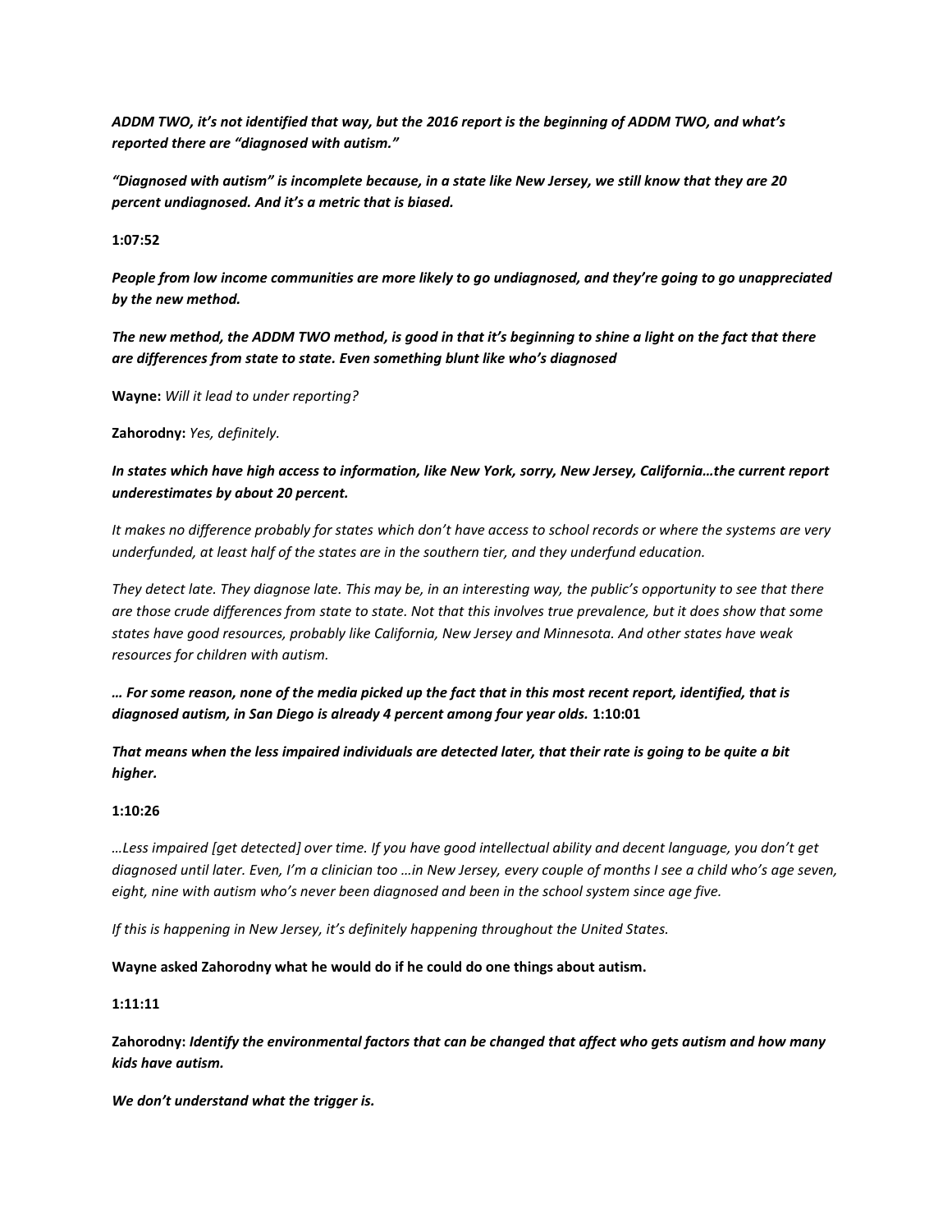***ADDM TWO, it's not identified that way, but the 2016 report is the beginning of ADDM TWO, and what's reported there are "diagnosed with autism."***

***"Diagnosed with autism" is incomplete because, in a state like New Jersey, we still know that they are 20 percent undiagnosed. And it's a metric that is biased.***

**1:07:52**

***People from low income communities are more likely to go undiagnosed, and they're going to go unappreciated by the new method.***

***The new method, the ADDM TWO method, is good in that it's beginning to shine a light on the fact that there are differences from state to state. Even something blunt like who's diagnosed***

**Wayne:** *Will it lead to under reporting?*

**Zahorodny:** *Yes, definitely.*

***In states which have high access to information, like New York, sorry, New Jersey, California…the current report underestimates by about 20 percent.***

*It makes no difference probably for states which don't have access to school records or where the systems are very underfunded, at least half of the states are in the southern tier, and they underfund education.*

*They detect late. They diagnose late. This may be, in an interesting way, the public's opportunity to see that there are those crude differences from state to state. Not that this involves true prevalence, but it does show that some states have good resources, probably like California, New Jersey and Minnesota. And other states have weak resources for children with autism.*

***… For some reason, none of the media picked up the fact that in this most recent report, identified, that is diagnosed autism, in San Diego is already 4 percent among four year olds.*** **1:10:01**

***That means when the less impaired individuals are detected later, that their rate is going to be quite a bit higher.***

**1:10:26**

*…Less impaired [get detected] over time. If you have good intellectual ability and decent language, you don't get diagnosed until later. Even, I'm a clinician too …in New Jersey, every couple of months I see a child who's age seven, eight, nine with autism who's never been diagnosed and been in the school system since age five.*

*If this is happening in New Jersey, it's definitely happening throughout the United States.*

**Wayne asked Zahorodny what he would do if he could do one things about autism.**

**1:11:11**

**Zahorodny:** ***Identify the environmental factors that can be changed that affect who gets autism and how many kids have autism.***

***We don't understand what the trigger is.***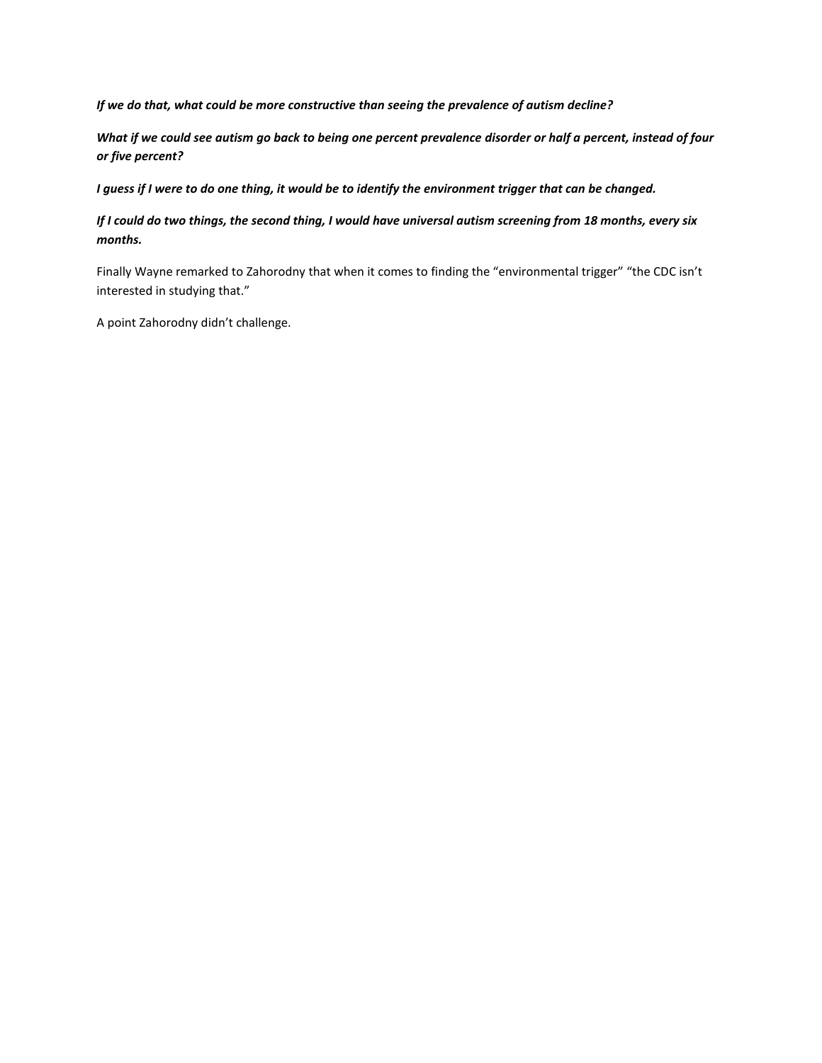***If we do that, what could be more constructive than seeing the prevalence of autism decline?***

***What if we could see autism go back to being one percent prevalence disorder or half a percent, instead of four or five percent?***

***I guess if I were to do one thing, it would be to identify the environment trigger that can be changed.***

***If I could do two things, the second thing, I would have universal autism screening from 18 months, every six months.***

Finally Wayne remarked to Zahorodny that when it comes to finding the "environmental trigger" "the CDC isn't interested in studying that."

A point Zahorodny didn't challenge.